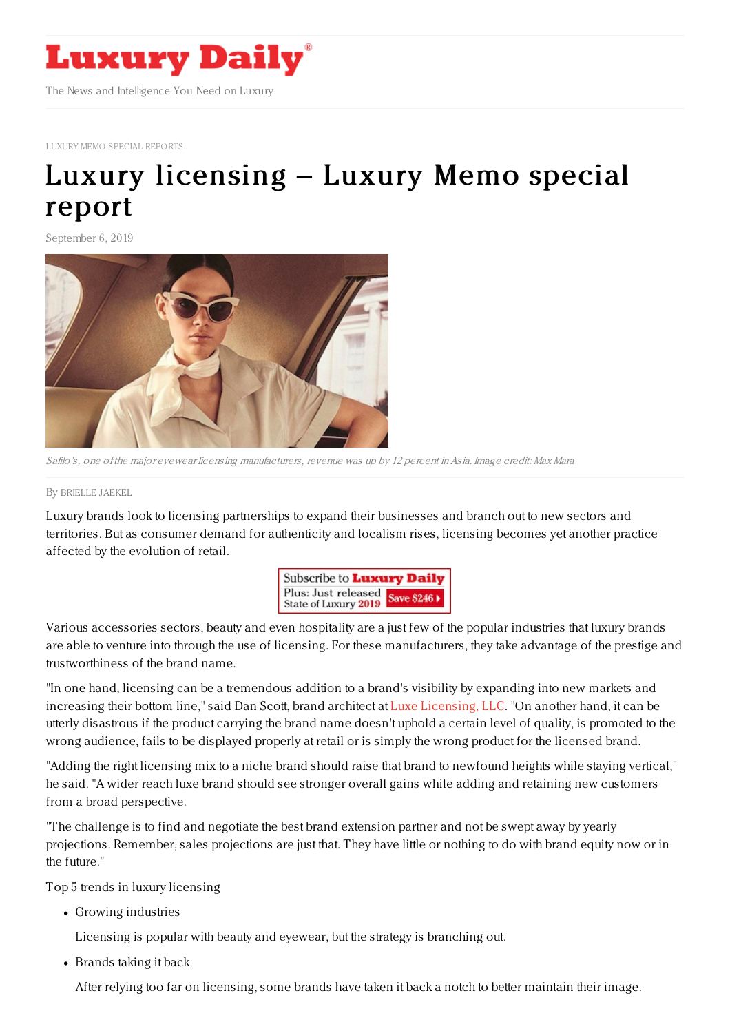LUXURY MEMO SPECIAL REPORTS

# Luxury licensing – Luxury Memo special report

September 6, 2019

*Safilo's, one of the major eyewear licensing manufacturers, revenue was up by 12 percent in Asia. Image credit: Max Mara*

By BRIELLE JAEKEL

Luxury brands look to licensing partnerships to expand their businesses and branch out to new sectors and territories. But as consumer demand for authenticity and localism rises, licensing becomes yet another practice affected by the evolution of retail.

Various accessories sectors, beauty and even hospitality are a just few of the popular industries that luxury brands are able to venture into through the use of licensing. For these manufacturers, they take advantage of the prestige and trustworthiness of the brand name.

"In one hand, licensing can be a tremendous addition to a brand's visibility by expanding into new markets and increasing their bottom line," said Dan Scott, brand architect at Luxe Licensing, LLC. "On another hand, it can be utterly disastrous if the product carrying the brand name doesn't uphold a certain level of quality, is promoted to the wrong audience, fails to be displayed properly at retail or is simply the wrong product for the licensed brand.

"Adding the right licensing mix to a niche brand should raise that brand to newfound heights while staying vertical," he said. "A wider reach luxe brand should see stronger overall gains while adding and retaining new customers from a broad perspective.

"The challenge is to find and negotiate the best brand extension partner and not be swept away by yearly projections. Remember, sales projections are just that. They have little or nothing to do with brand equity now or in the future."

Top 5 trends in luxury licensing

- Growing industries

  Licensing is popular with beauty and eyewear, but the strategy is branching out.

- Brands taking it back

  After relying too far on licensing, some brands have taken it back a notch to better maintain their image.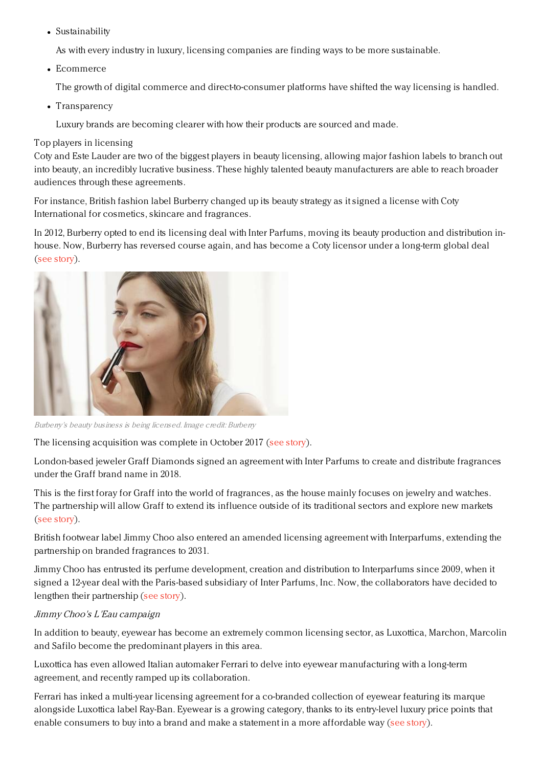- Sustainability

  As with every industry in luxury, licensing companies are finding ways to be more sustainable.

- Ecommerce

  The growth of digital commerce and direct-to-consumer platforms have shifted the way licensing is handled.

- Transparency

  Luxury brands are becoming clearer with how their products are sourced and made.

Top players in licensing

Coty and Este Lauder are two of the biggest players in beauty licensing, allowing major fashion labels to branch out into beauty, an incredibly lucrative business. These highly talented beauty manufacturers are able to reach broader audiences through these agreements.

For instance, British fashion label Burberry changed up its beauty strategy as it signed a license with Coty International for cosmetics, skincare and fragrances.

In 2012, Burberry opted to end its licensing deal with Inter Parfums, moving its beauty production and distribution in-house. Now, Burberry has reversed course again, and has become a Coty licensor under a long-term global deal (see story).

*Burberry's beauty business is being licensed. Image credit: Burberry*

The licensing acquisition was complete in October 2017 (see story).

London-based jeweler Graff Diamonds signed an agreement with Inter Parfums to create and distribute fragrances under the Graff brand name in 2018.

This is the first foray for Graff into the world of fragrances, as the house mainly focuses on jewelry and watches. The partnership will allow Graff to extend its influence outside of its traditional sectors and explore new markets (see story).

British footwear label Jimmy Choo also entered an amended licensing agreement with Interparfums, extending the partnership on branded fragrances to 2031.

Jimmy Choo has entrusted its perfume development, creation and distribution to Interparfums since 2009, when it signed a 12-year deal with the Paris-based subsidiary of Inter Parfums, Inc. Now, the collaborators have decided to lengthen their partnership (see story).

*Jimmy Choo's L'Eau campaign*

In addition to beauty, eyewear has become an extremely common licensing sector, as Luxottica, Marchon, Marcolin and Safilo become the predominant players in this area.

Luxottica has even allowed Italian automaker Ferrari to delve into eyewear manufacturing with a long-term agreement, and recently ramped up its collaboration.

Ferrari has inked a multi-year licensing agreement for a co-branded collection of eyewear featuring its marque alongside Luxottica label Ray-Ban. Eyewear is a growing category, thanks to its entry-level luxury price points that enable consumers to buy into a brand and make a statement in a more affordable way (see story).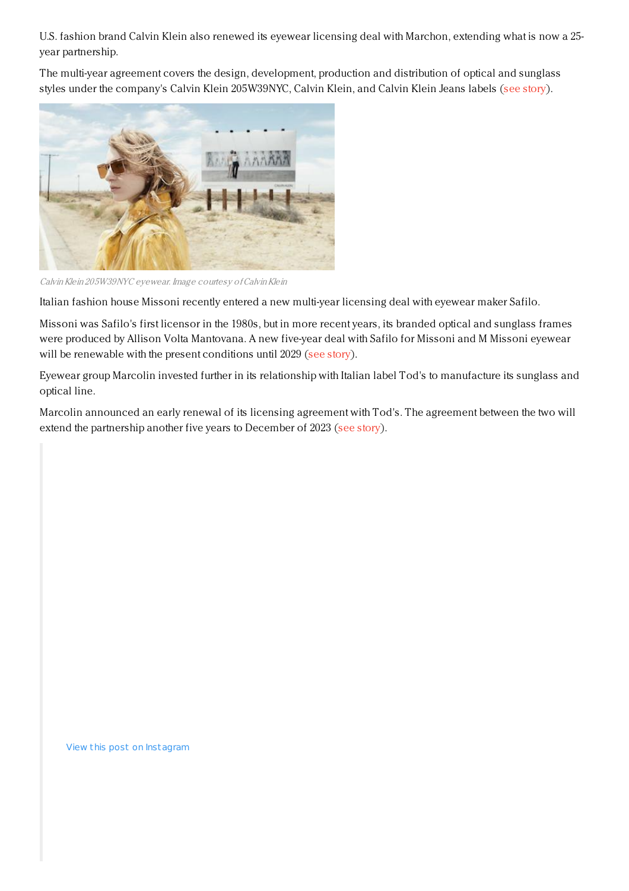U.S. fashion brand Calvin Klein also renewed its eyewear licensing deal with Marchon, extending what is now a 25-year partnership.

The multi-year agreement covers the design, development, production and distribution of optical and sunglass styles under the company's Calvin Klein 205W39NYC, Calvin Klein, and Calvin Klein Jeans labels (see story).

*Calvin Klein 205W39NYC eyewear. Image courtesy of Calvin Klein*

Italian fashion house Missoni recently entered a new multi-year licensing deal with eyewear maker Safilo.

Missoni was Safilo's first licensor in the 1980s, but in more recent years, its branded optical and sunglass frames were produced by Allison Volta Mantovana. A new five-year deal with Safilo for Missoni and M Missoni eyewear will be renewable with the present conditions until 2029 (see story).

Eyewear group Marcolin invested further in its relationship with Italian label Tod's to manufacture its sunglass and optical line.

Marcolin announced an early renewal of its licensing agreement with Tod's. The agreement between the two will extend the partnership another five years to December of 2023 (see story).

View this post on Instagram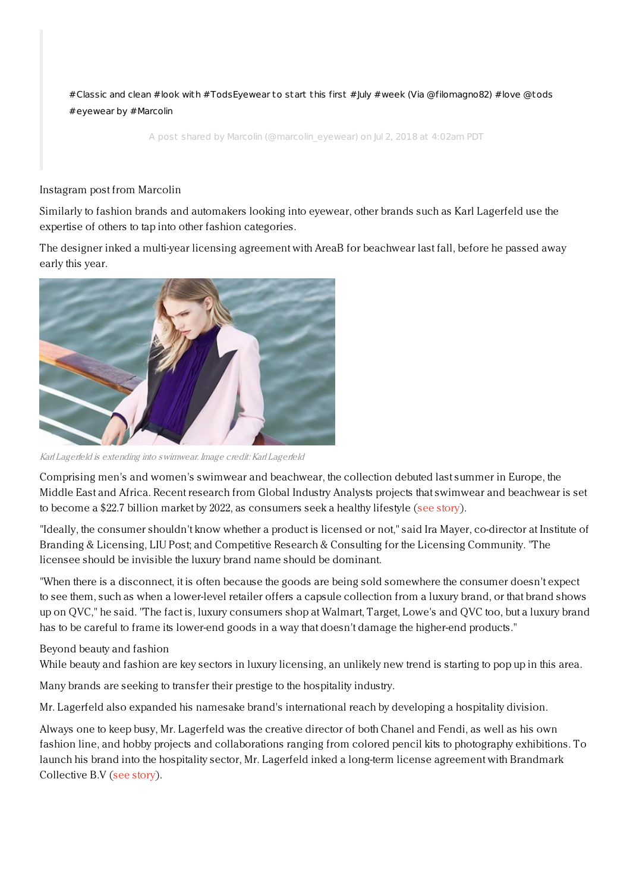#Classic and clean #look with #TodsEyewear to start this first #July #week (Via @filomagno82) #love @tods #eyewear by #Marcolin

A post shared by Marcolin (@marcolin_eyewear) on Jul 2, 2018 at 4:02am PDT

Instagram post from Marcolin

Similarly to fashion brands and automakers looking into eyewear, other brands such as Karl Lagerfeld use the expertise of others to tap into other fashion categories.

The designer inked a multi-year licensing agreement with AreaB for beachwear last fall, before he passed away early this year.

*Karl Lagerfeld is extending into swimwear. Image credit: Karl Lagerfeld*

Comprising men's and women's swimwear and beachwear, the collection debuted last summer in Europe, the Middle East and Africa. Recent research from Global Industry Analysts projects that swimwear and beachwear is set to become a $22.7 billion market by 2022, as consumers seek a healthy lifestyle (see story).

"Ideally, the consumer shouldn't know whether a product is licensed or not," said Ira Mayer, co-director at Institute of Branding & Licensing, LIU Post; and Competitive Research & Consulting for the Licensing Community. "The licensee should be invisible the luxury brand name should be dominant.

"When there is a disconnect, it is often because the goods are being sold somewhere the consumer doesn't expect to see them, such as when a lower-level retailer offers a capsule collection from a luxury brand, or that brand shows up on QVC," he said. "The fact is, luxury consumers shop at Walmart, Target, Lowe's and QVC too, but a luxury brand has to be careful to frame its lower-end goods in a way that doesn't damage the higher-end products."

Beyond beauty and fashion

While beauty and fashion are key sectors in luxury licensing, an unlikely new trend is starting to pop up in this area.

Many brands are seeking to transfer their prestige to the hospitality industry.

Mr. Lagerfeld also expanded his namesake brand's international reach by developing a hospitality division.

Always one to keep busy, Mr. Lagerfeld was the creative director of both Chanel and Fendi, as well as his own fashion line, and hobby projects and collaborations ranging from colored pencil kits to photography exhibitions. To launch his brand into the hospitality sector, Mr. Lagerfeld inked a long-term license agreement with Brandmark Collective B.V (see story).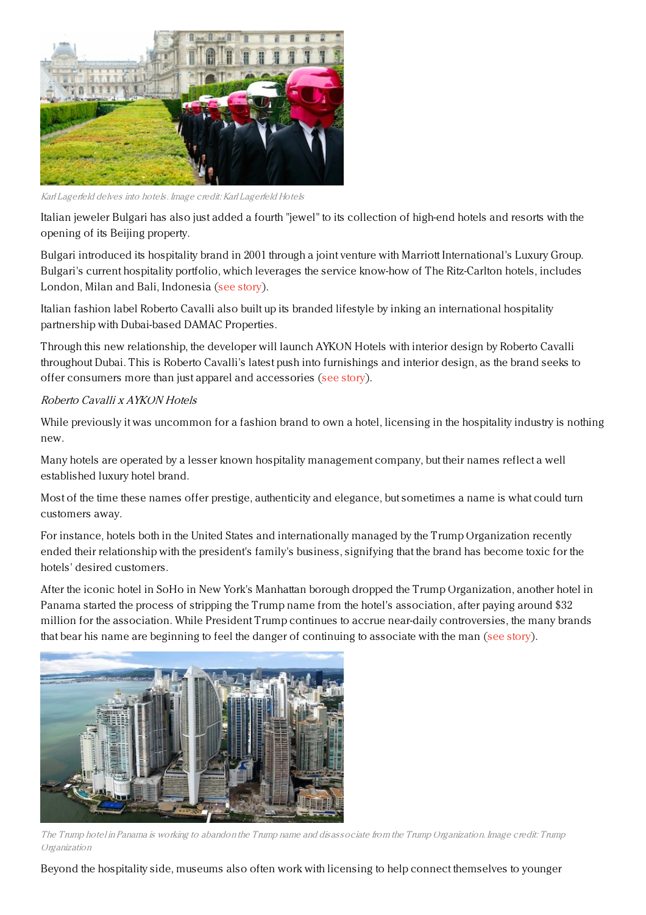Karl Lagerfeld delves into hotels. Image credit: Karl Lagerfeld Hotels

Italian jeweler Bulgari has also just added a fourth "jewel" to its collection of high-end hotels and resorts with the opening of its Beijing property.

Bulgari introduced its hospitality brand in 2001 through a joint venture with Marriott International's Luxury Group. Bulgari's current hospitality portfolio, which leverages the service know-how of The Ritz-Carlton hotels, includes London, Milan and Bali, Indonesia (see story).

Italian fashion label Roberto Cavalli also built up its branded lifestyle by inking an international hospitality partnership with Dubai-based DAMAC Properties.

Through this new relationship, the developer will launch AYKON Hotels with interior design by Roberto Cavalli throughout Dubai. This is Roberto Cavalli's latest push into furnishings and interior design, as the brand seeks to offer consumers more than just apparel and accessories (see story).

*Roberto Cavalli x AYKON Hotels*

While previously it was uncommon for a fashion brand to own a hotel, licensing in the hospitality industry is nothing new.

Many hotels are operated by a lesser known hospitality management company, but their names reflect a well established luxury hotel brand.

Most of the time these names offer prestige, authenticity and elegance, but sometimes a name is what could turn customers away.

For instance, hotels both in the United States and internationally managed by the Trump Organization recently ended their relationship with the president's family's business, signifying that the brand has become toxic for the hotels' desired customers.

After the iconic hotel in SoHo in New York's Manhattan borough dropped the Trump Organization, another hotel in Panama started the process of stripping the Trump name from the hotel's association, after paying around $32 million for the association. While President Trump continues to accrue near-daily controversies, the many brands that bear his name are beginning to feel the danger of continuing to associate with the man (see story).

The Trump hotel in Panama is working to abandon the Trump name and disassociate from the Trump Organization. Image credit: Trump Organization

Beyond the hospitality side, museums also often work with licensing to help connect themselves to younger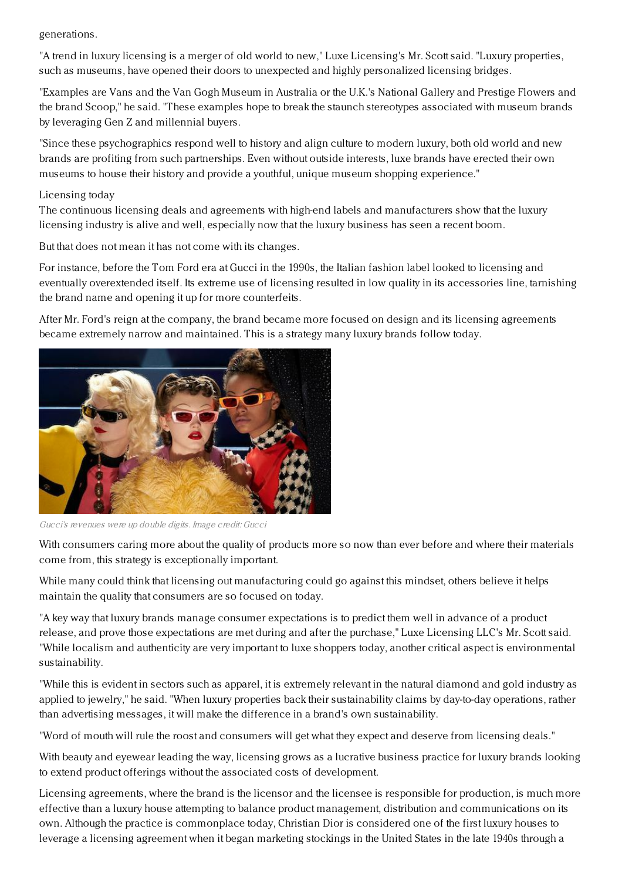generations.

"A trend in luxury licensing is a merger of old world to new," Luxe Licensing's Mr. Scott said. "Luxury properties, such as museums, have opened their doors to unexpected and highly personalized licensing bridges.

"Examples are Vans and the Van Gogh Museum in Australia or the U.K.'s National Gallery and Prestige Flowers and the brand Scoop," he said. "These examples hope to break the staunch stereotypes associated with museum brands by leveraging Gen Z and millennial buyers.

"Since these psychographics respond well to history and align culture to modern luxury, both old world and new brands are profiting from such partnerships. Even without outside interests, luxe brands have erected their own museums to house their history and provide a youthful, unique museum shopping experience."

## Licensing today

The continuous licensing deals and agreements with high-end labels and manufacturers show that the luxury licensing industry is alive and well, especially now that the luxury business has seen a recent boom.

But that does not mean it has not come with its changes.

For instance, before the Tom Ford era at Gucci in the 1990s, the Italian fashion label looked to licensing and eventually overextended itself. Its extreme use of licensing resulted in low quality in its accessories line, tarnishing the brand name and opening it up for more counterfeits.

After Mr. Ford's reign at the company, the brand became more focused on design and its licensing agreements became extremely narrow and maintained. This is a strategy many luxury brands follow today.

*Gucci's revenues were up double digits. Image credit: Gucci*

With consumers caring more about the quality of products more so now than ever before and where their materials come from, this strategy is exceptionally important.

While many could think that licensing out manufacturing could go against this mindset, others believe it helps maintain the quality that consumers are so focused on today.

"A key way that luxury brands manage consumer expectations is to predict them well in advance of a product release, and prove those expectations are met during and after the purchase," Luxe Licensing LLC's Mr. Scott said. "While localism and authenticity are very important to luxe shoppers today, another critical aspect is environmental sustainability.

"While this is evident in sectors such as apparel, it is extremely relevant in the natural diamond and gold industry as applied to jewelry," he said. "When luxury properties back their sustainability claims by day-to-day operations, rather than advertising messages, it will make the difference in a brand's own sustainability.

"Word of mouth will rule the roost and consumers will get what they expect and deserve from licensing deals."

With beauty and eyewear leading the way, licensing grows as a lucrative business practice for luxury brands looking to extend product offerings without the associated costs of development.

Licensing agreements, where the brand is the licensor and the licensee is responsible for production, is much more effective than a luxury house attempting to balance product management, distribution and communications on its own. Although the practice is commonplace today, Christian Dior is considered one of the first luxury houses to leverage a licensing agreement when it began marketing stockings in the United States in the late 1940s through a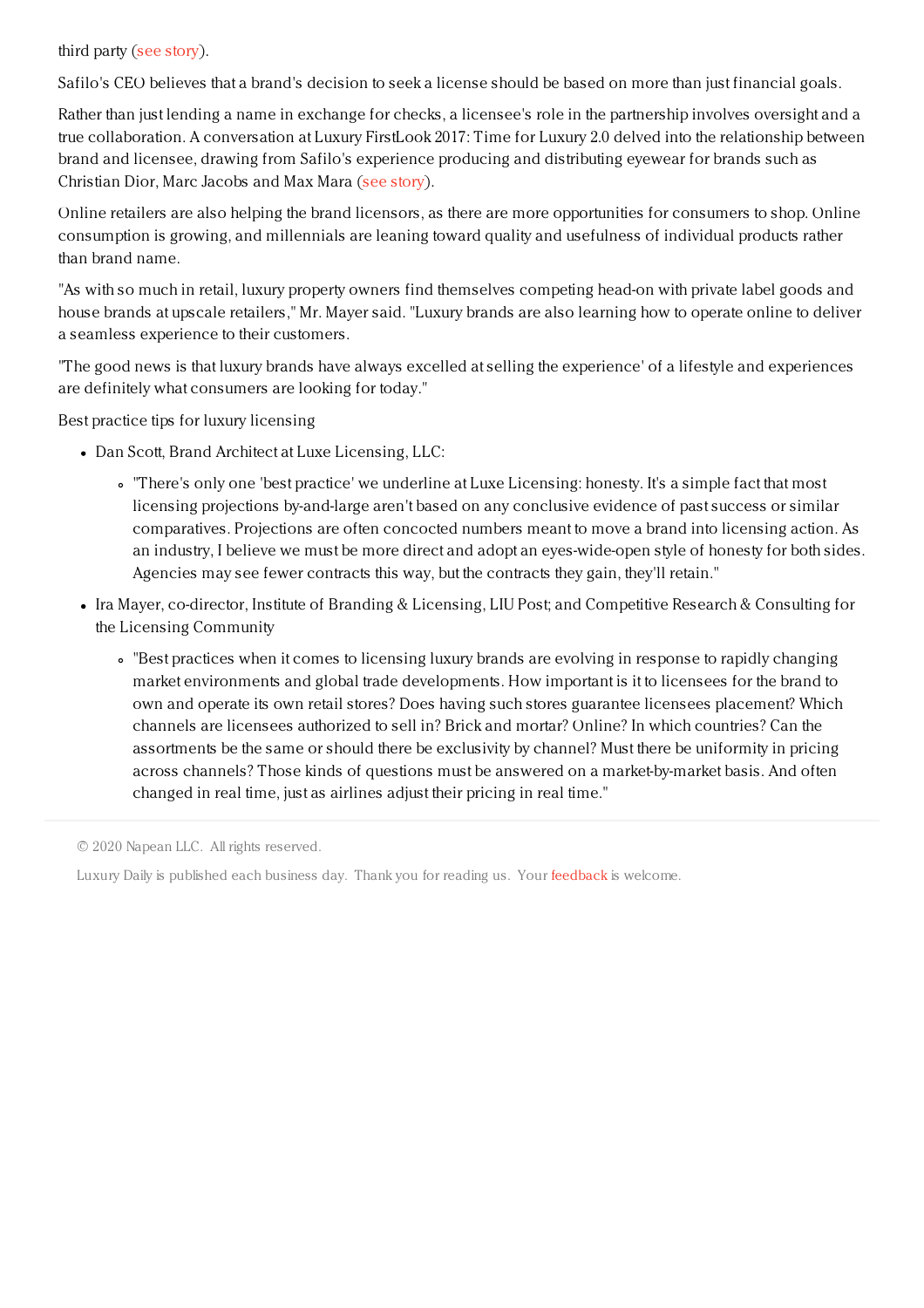third party (see story).

Safilo's CEO believes that a brand's decision to seek a license should be based on more than just financial goals.

Rather than just lending a name in exchange for checks, a licensee's role in the partnership involves oversight and a true collaboration. A conversation at Luxury FirstLook 2017: Time for Luxury 2.0 delved into the relationship between brand and licensee, drawing from Safilo's experience producing and distributing eyewear for brands such as Christian Dior, Marc Jacobs and Max Mara (see story).

Online retailers are also helping the brand licensors, as there are more opportunities for consumers to shop. Online consumption is growing, and millennials are leaning toward quality and usefulness of individual products rather than brand name.

"As with so much in retail, luxury property owners find themselves competing head-on with private label goods and house brands at upscale retailers," Mr. Mayer said. "Luxury brands are also learning how to operate online to deliver a seamless experience to their customers.

"The good news is that luxury brands have always excelled at selling the experience' of a lifestyle and experiences are definitely what consumers are looking for today."

Best practice tips for luxury licensing

- Dan Scott, Brand Architect at Luxe Licensing, LLC:
  - "There's only one 'best practice' we underline at Luxe Licensing: honesty. It's a simple fact that most licensing projections by-and-large aren't based on any conclusive evidence of past success or similar comparatives. Projections are often concocted numbers meant to move a brand into licensing action. As an industry, I believe we must be more direct and adopt an eyes-wide-open style of honesty for both sides. Agencies may see fewer contracts this way, but the contracts they gain, they'll retain."
- Ira Mayer, co-director, Institute of Branding & Licensing, LIU Post; and Competitive Research & Consulting for the Licensing Community
  - "Best practices when it comes to licensing luxury brands are evolving in response to rapidly changing market environments and global trade developments. How important is it to licensees for the brand to own and operate its own retail stores? Does having such stores guarantee licensees placement? Which channels are licensees authorized to sell in? Brick and mortar? Online? In which countries? Can the assortments be the same or should there be exclusivity by channel? Must there be uniformity in pricing across channels? Those kinds of questions must be answered on a market-by-market basis. And often changed in real time, just as airlines adjust their pricing in real time."

© 2020 Napean LLC. All rights reserved.

Luxury Daily is published each business day. Thank you for reading us. Your feedback is welcome.